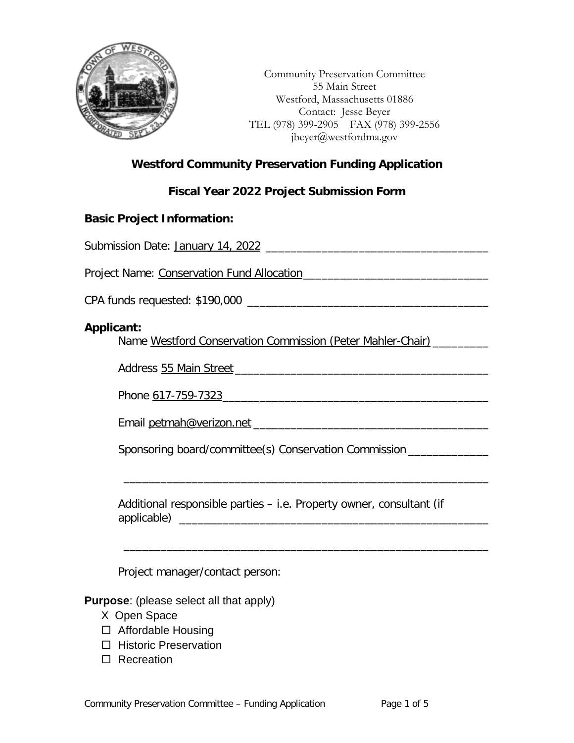Community Preservation Committee
55 Main Street
Westford, Massachusetts 01886
Contact: Jesse Beyer
TEL (978) 399-2905 FAX (978) 399-2556
jbeyer@westfordma.gov

## Westford Community Preservation Funding Application

## Fiscal Year 2022 Project Submission Form

### Basic Project Information:

Submission Date: January 14, 2022

Project Name: Conservation Fund Allocation

CPA funds requested: $190,000

### Applicant:

Name Westford Conservation Commission (Peter Mahler-Chair)

Address 55 Main Street

Phone 617-759-7323

Email petmah@verizon.net

Sponsoring board/committee(s) Conservation Commission

Additional responsible parties – i.e. Property owner, consultant (if applicable)

Project manager/contact person:

**Purpose**: (please select all that apply)

- X Open Space
- ☐ Affordable Housing
- ☐ Historic Preservation
- ☐ Recreation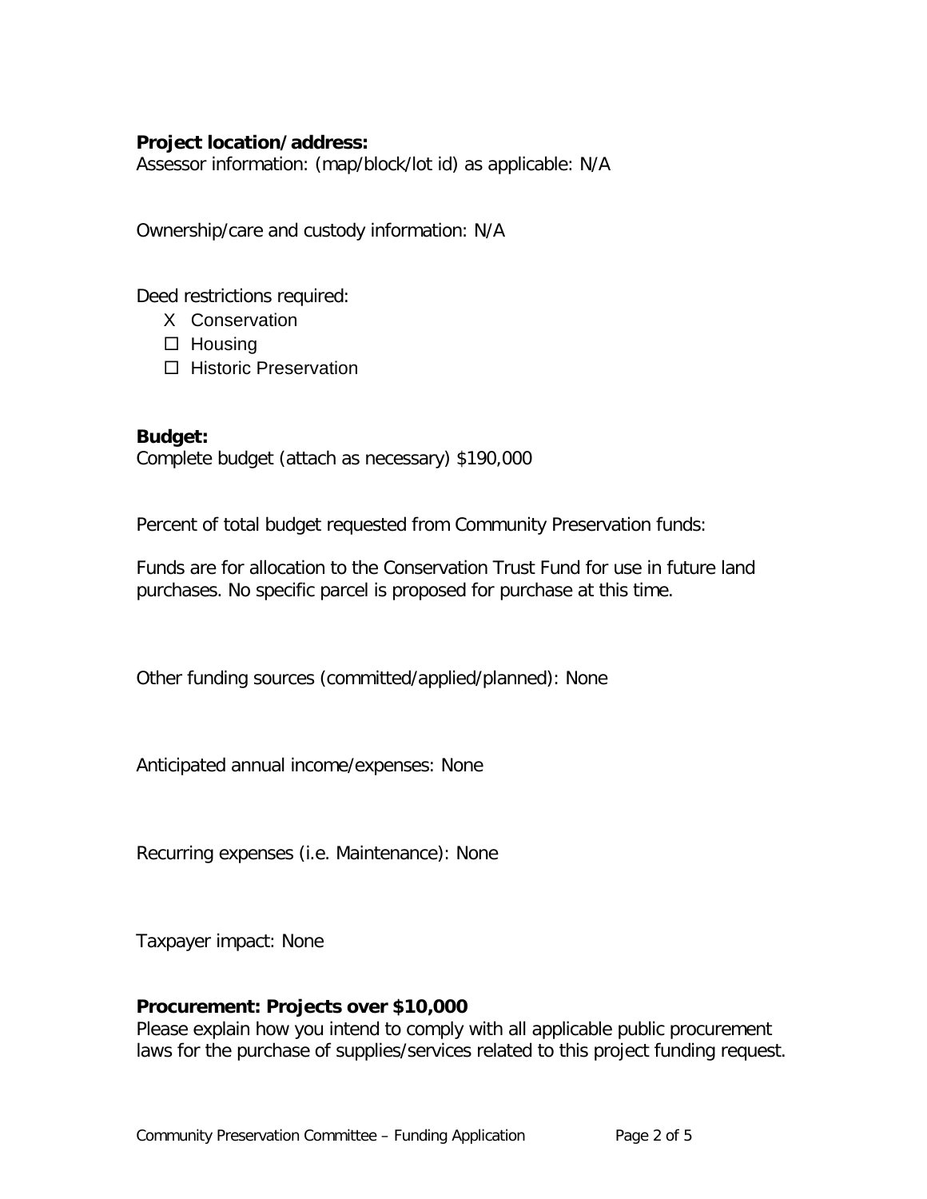**Project location/address:**
Assessor information: (map/block/lot id) as applicable: N/A

Ownership/care and custody information: N/A

Deed restrictions required:

- X Conservation
- ☐ Housing
- ☐ Historic Preservation

**Budget:**
Complete budget (attach as necessary) $190,000

Percent of total budget requested from Community Preservation funds:

Funds are for allocation to the Conservation Trust Fund for use in future land purchases. No specific parcel is proposed for purchase at this time.

Other funding sources (committed/applied/planned): None

Anticipated annual income/expenses: None

Recurring expenses (i.e. Maintenance): None

Taxpayer impact: None

**Procurement: Projects over $10,000**
Please explain how you intend to comply with all applicable public procurement laws for the purchase of supplies/services related to this project funding request.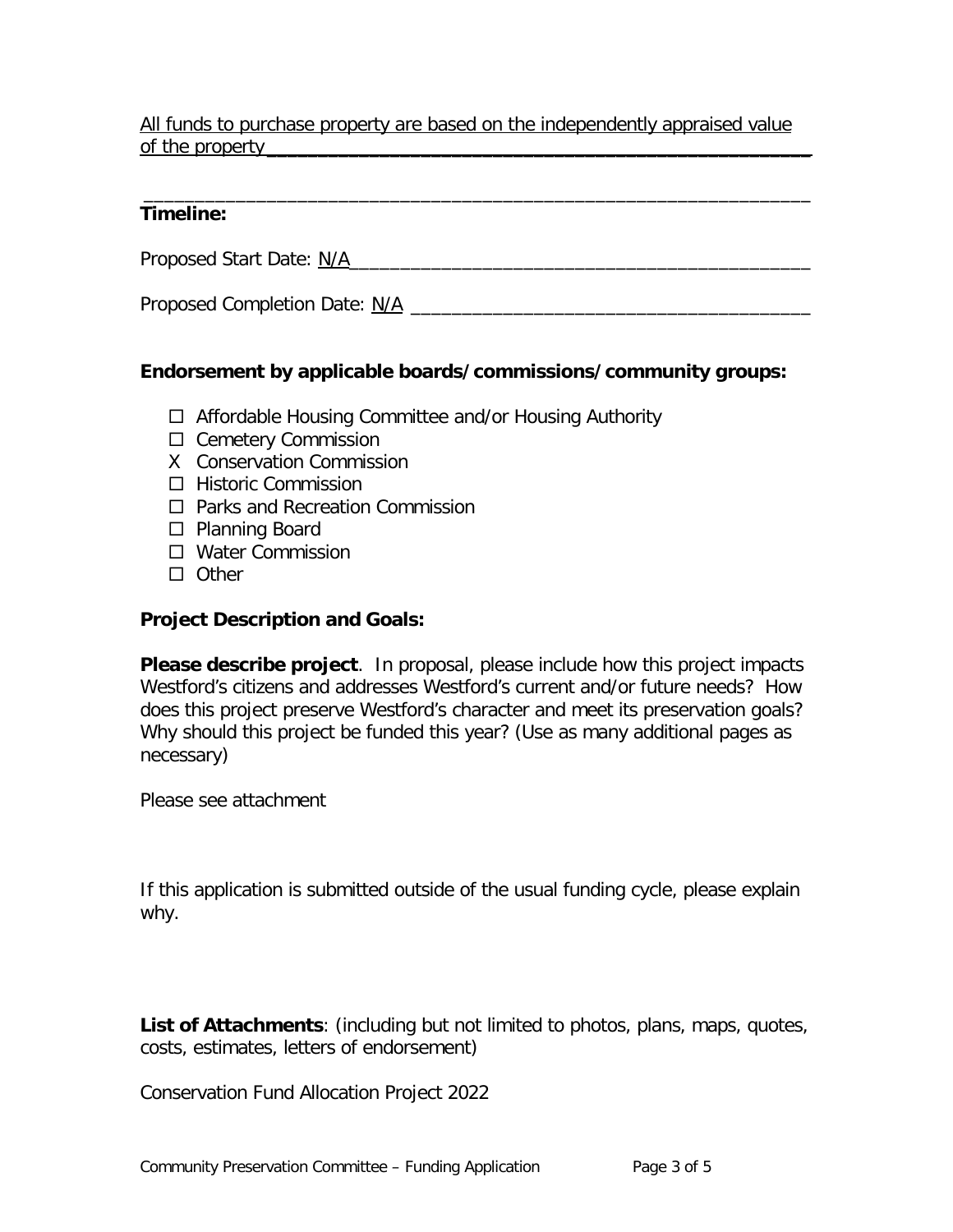All funds to purchase property are based on the independently appraised value of the property

**Timeline:**

Proposed Start Date: N/A

Proposed Completion Date: N/A

**Endorsement by applicable boards/commissions/community groups:**

- ☐ Affordable Housing Committee and/or Housing Authority
- ☐ Cemetery Commission
- X Conservation Commission
- ☐ Historic Commission
- ☐ Parks and Recreation Commission
- ☐ Planning Board
- ☐ Water Commission
- ☐ Other

**Project Description and Goals:**

**Please describe project**. In proposal, please include how this project impacts Westford's citizens and addresses Westford's current and/or future needs? How does this project preserve Westford's character and meet its preservation goals? Why should this project be funded this year? (Use as many additional pages as necessary)

Please see attachment

If this application is submitted outside of the usual funding cycle, please explain why.

**List of Attachments**: (including but not limited to photos, plans, maps, quotes, costs, estimates, letters of endorsement)

Conservation Fund Allocation Project 2022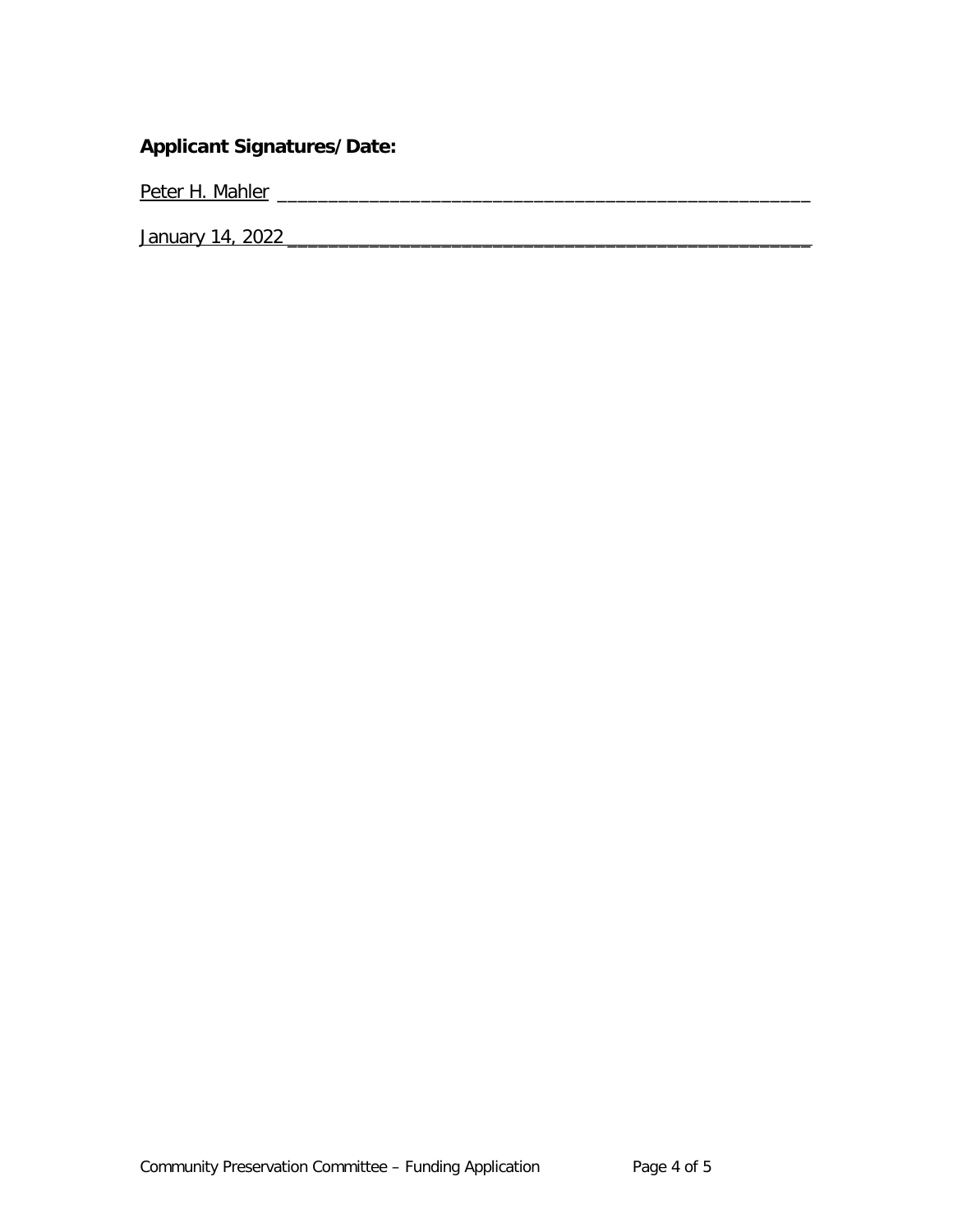**Applicant Signatures/Date:**

Peter H. Mahler ____________________________________________________

January 14, 2022 ____________________________________________________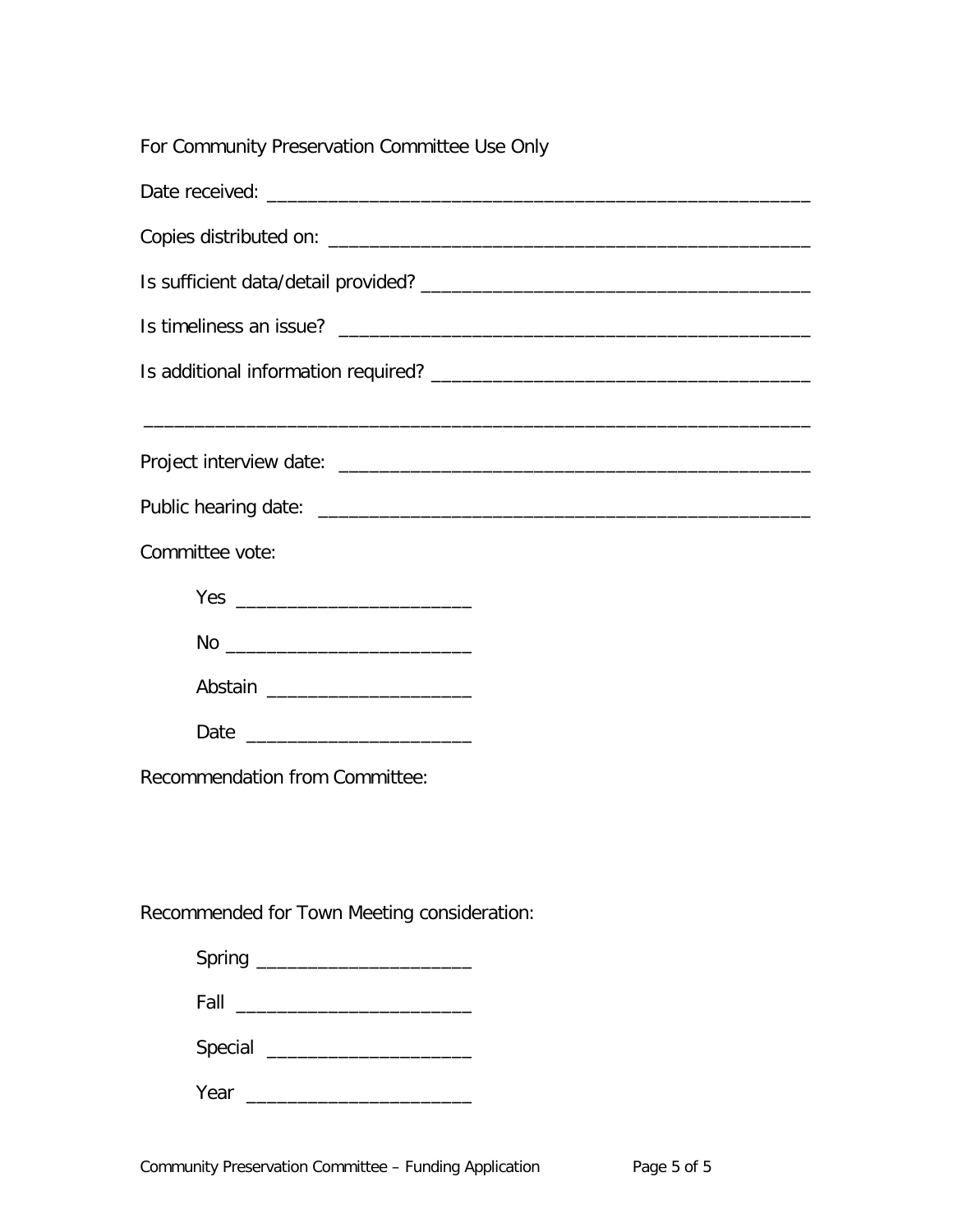For Community Preservation Committee Use Only

Date received: ______________________________________________________

Copies distributed on: _______________________________________________

Is sufficient data/detail provided? _____________________________________

Is timeliness an issue? _______________________________________________

Is additional information required? ____________________________________

_______________________________________________________________

Project interview date: _______________________________________________

Public hearing date: _________________________________________________

Committee vote:

Yes ______________________

No _______________________

Abstain ___________________

Date ______________________

Recommendation from Committee:

Recommended for Town Meeting consideration:

Spring ____________________

Fall ______________________

Special ___________________

Year ______________________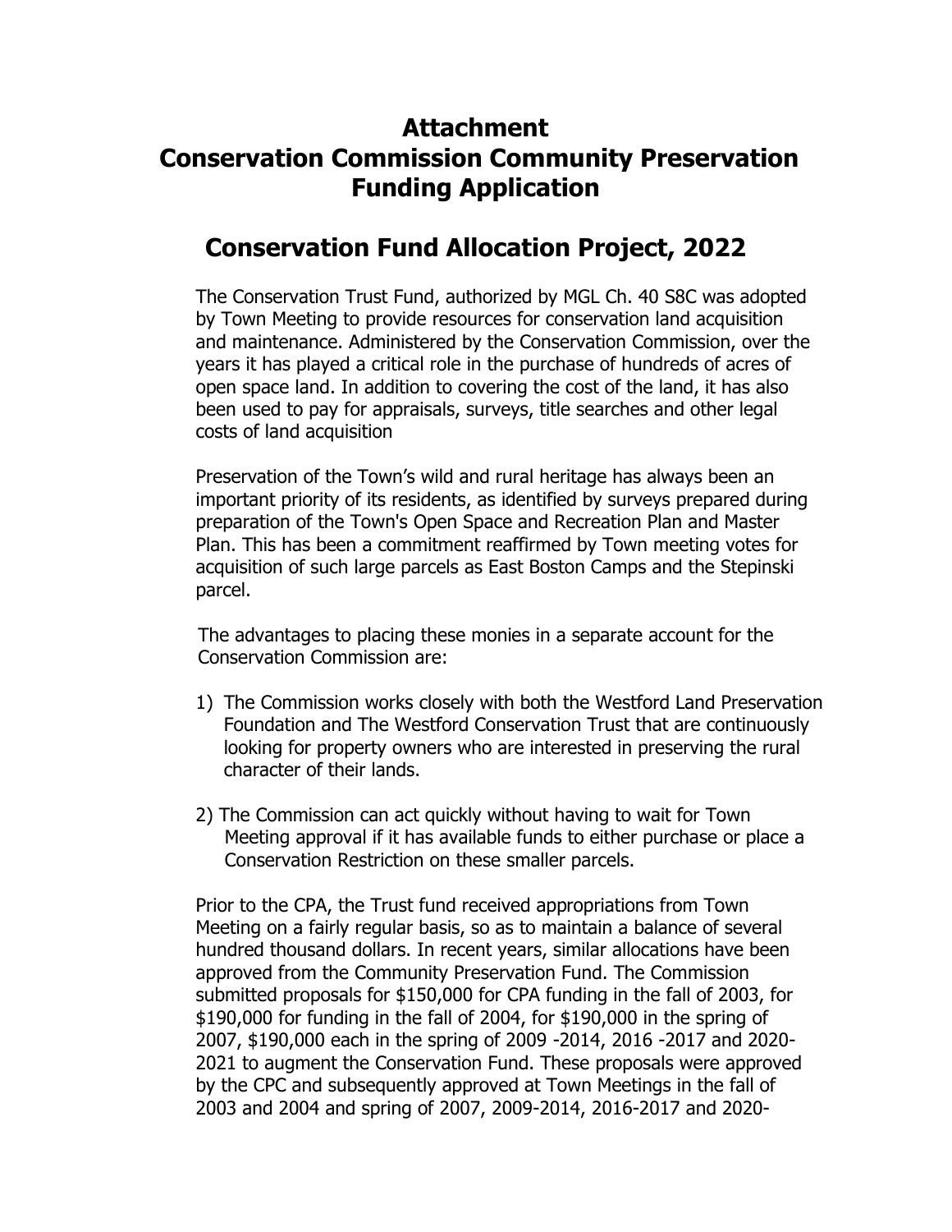# Attachment
# Conservation Commission Community Preservation Funding Application

## Conservation Fund Allocation Project, 2022

The Conservation Trust Fund, authorized by MGL Ch. 40 S8C was adopted by Town Meeting to provide resources for conservation land acquisition and maintenance. Administered by the Conservation Commission, over the years it has played a critical role in the purchase of hundreds of acres of open space land. In addition to covering the cost of the land, it has also been used to pay for appraisals, surveys, title searches and other legal costs of land acquisition

Preservation of the Town's wild and rural heritage has always been an important priority of its residents, as identified by surveys prepared during preparation of the Town's Open Space and Recreation Plan and Master Plan. This has been a commitment reaffirmed by Town meeting votes for acquisition of such large parcels as East Boston Camps and the Stepinski parcel.

The advantages to placing these monies in a separate account for the Conservation Commission are:

1) The Commission works closely with both the Westford Land Preservation Foundation and The Westford Conservation Trust that are continuously looking for property owners who are interested in preserving the rural character of their lands.

2) The Commission can act quickly without having to wait for Town Meeting approval if it has available funds to either purchase or place a Conservation Restriction on these smaller parcels.

Prior to the CPA, the Trust fund received appropriations from Town Meeting on a fairly regular basis, so as to maintain a balance of several hundred thousand dollars. In recent years, similar allocations have been approved from the Community Preservation Fund. The Commission submitted proposals for $150,000 for CPA funding in the fall of 2003, for $190,000 for funding in the fall of 2004, for $190,000 in the spring of 2007, $190,000 each in the spring of 2009 -2014, 2016 -2017 and 2020-2021 to augment the Conservation Fund. These proposals were approved by the CPC and subsequently approved at Town Meetings in the fall of 2003 and 2004 and spring of 2007, 2009-2014, 2016-2017 and 2020-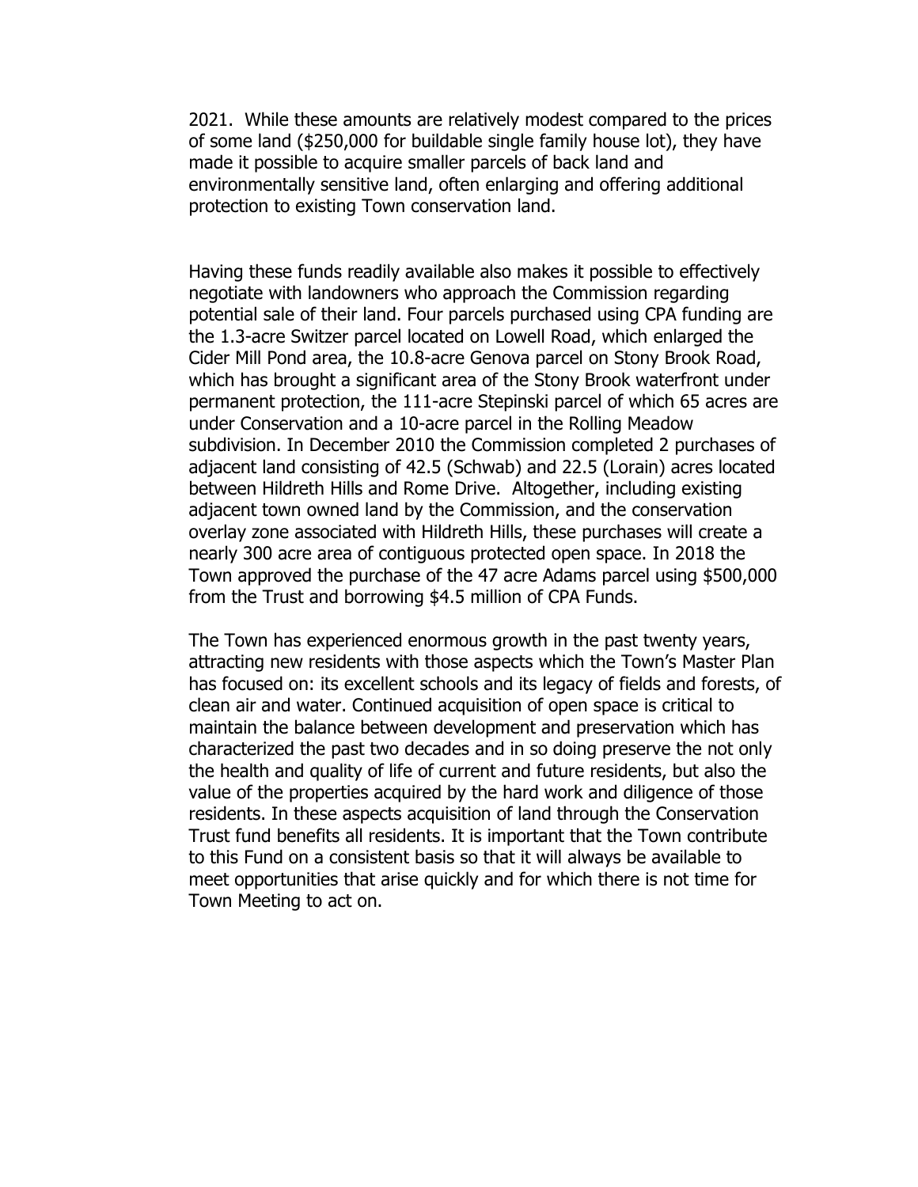2021. While these amounts are relatively modest compared to the prices of some land ($250,000 for buildable single family house lot), they have made it possible to acquire smaller parcels of back land and environmentally sensitive land, often enlarging and offering additional protection to existing Town conservation land.

Having these funds readily available also makes it possible to effectively negotiate with landowners who approach the Commission regarding potential sale of their land. Four parcels purchased using CPA funding are the 1.3-acre Switzer parcel located on Lowell Road, which enlarged the Cider Mill Pond area, the 10.8-acre Genova parcel on Stony Brook Road, which has brought a significant area of the Stony Brook waterfront under permanent protection, the 111-acre Stepinski parcel of which 65 acres are under Conservation and a 10-acre parcel in the Rolling Meadow subdivision. In December 2010 the Commission completed 2 purchases of adjacent land consisting of 42.5 (Schwab) and 22.5 (Lorain) acres located between Hildreth Hills and Rome Drive. Altogether, including existing adjacent town owned land by the Commission, and the conservation overlay zone associated with Hildreth Hills, these purchases will create a nearly 300 acre area of contiguous protected open space. In 2018 the Town approved the purchase of the 47 acre Adams parcel using $500,000 from the Trust and borrowing $4.5 million of CPA Funds.

The Town has experienced enormous growth in the past twenty years, attracting new residents with those aspects which the Town's Master Plan has focused on: its excellent schools and its legacy of fields and forests, of clean air and water. Continued acquisition of open space is critical to maintain the balance between development and preservation which has characterized the past two decades and in so doing preserve the not only the health and quality of life of current and future residents, but also the value of the properties acquired by the hard work and diligence of those residents. In these aspects acquisition of land through the Conservation Trust fund benefits all residents. It is important that the Town contribute to this Fund on a consistent basis so that it will always be available to meet opportunities that arise quickly and for which there is not time for Town Meeting to act on.